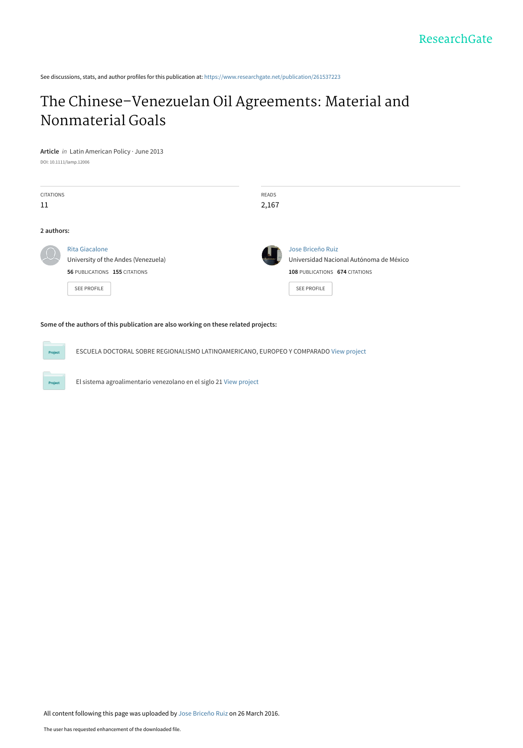See discussions, stats, and author profiles for this publication at: https://www.researchgate.net/publication/261537223

# The Chinese–Venezuelan Oil Agreements: Material and Nonmaterial Goals

**Article** *in* Latin American Policy · June 2013

DOI: 10.1111/lamp.12006

| CITATIONS | READS |
| --- | --- |
| 11 | 2,167 |

**2 authors:**

**Rita Giacalone**
University of the Andes (Venezuela)
**56** PUBLICATIONS **155** CITATIONS

SEE PROFILE

**Jose Briceño Ruiz**
Universidad Nacional Autónoma de México
**108** PUBLICATIONS **674** CITATIONS

SEE PROFILE

**Some of the authors of this publication are also working on these related projects:**

ESCUELA DOCTORAL SOBRE REGIONALISMO LATINOAMERICANO, EUROPEO Y COMPARADO View project

El sistema agroalimentario venezolano en el siglo 21 View project

All content following this page was uploaded by Jose Briceño Ruiz on 26 March 2016.

The user has requested enhancement of the downloaded file.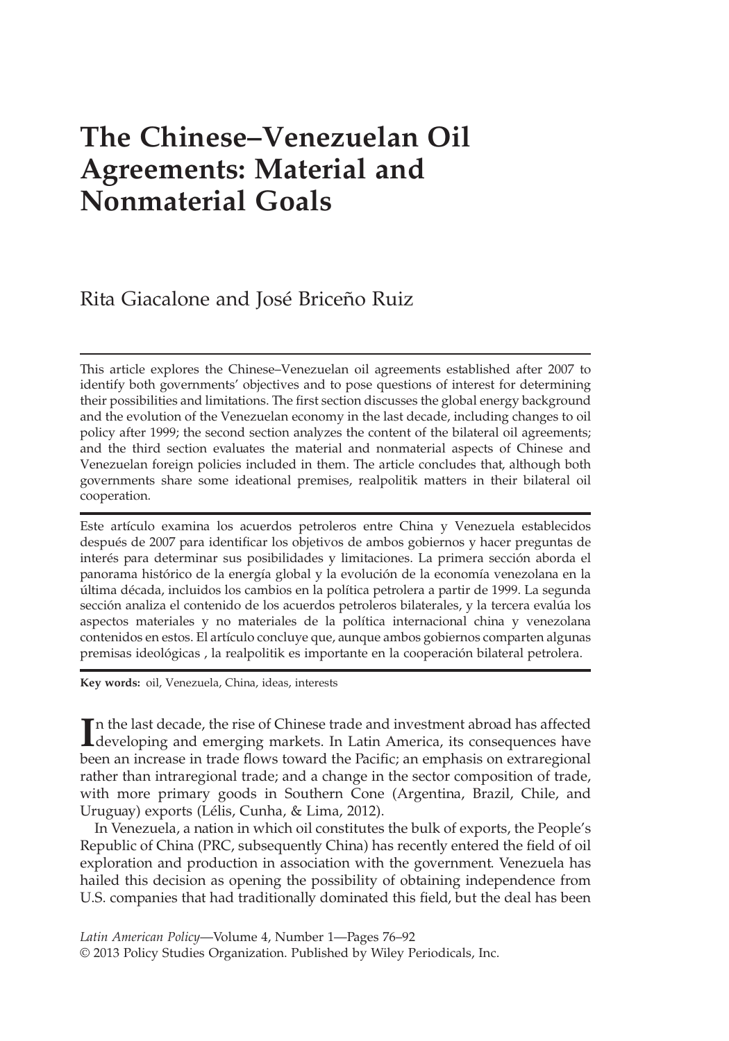# The Chinese–Venezuelan Oil Agreements: Material and Nonmaterial Goals

Rita Giacalone and José Briceño Ruiz

This article explores the Chinese–Venezuelan oil agreements established after 2007 to identify both governments' objectives and to pose questions of interest for determining their possibilities and limitations. The first section discusses the global energy background and the evolution of the Venezuelan economy in the last decade, including changes to oil policy after 1999; the second section analyzes the content of the bilateral oil agreements; and the third section evaluates the material and nonmaterial aspects of Chinese and Venezuelan foreign policies included in them. The article concludes that, although both governments share some ideational premises, realpolitik matters in their bilateral oil cooperation.

Este artículo examina los acuerdos petroleros entre China y Venezuela establecidos después de 2007 para identificar los objetivos de ambos gobiernos y hacer preguntas de interés para determinar sus posibilidades y limitaciones. La primera sección aborda el panorama histórico de la energía global y la evolución de la economía venezolana en la última década, incluidos los cambios en la política petrolera a partir de 1999. La segunda sección analiza el contenido de los acuerdos petroleros bilaterales, y la tercera evalúa los aspectos materiales y no materiales de la política internacional china y venezolana contenidos en estos. El artículo concluye que, aunque ambos gobiernos comparten algunas premisas ideológicas , la realpolitik es importante en la cooperación bilateral petrolera.

**Key words:** oil, Venezuela, China, ideas, interests

In the last decade, the rise of Chinese trade and investment abroad has affected developing and emerging markets. In Latin America, its consequences have been an increase in trade flows toward the Pacific; an emphasis on extraregional rather than intraregional trade; and a change in the sector composition of trade, with more primary goods in Southern Cone (Argentina, Brazil, Chile, and Uruguay) exports (Lélis, Cunha, & Lima, 2012).

In Venezuela, a nation in which oil constitutes the bulk of exports, the People's Republic of China (PRC, subsequently China) has recently entered the field of oil exploration and production in association with the government. Venezuela has hailed this decision as opening the possibility of obtaining independence from U.S. companies that had traditionally dominated this field, but the deal has been

*Latin American Policy*—Volume 4, Number 1—Pages 76–92
© 2013 Policy Studies Organization. Published by Wiley Periodicals, Inc.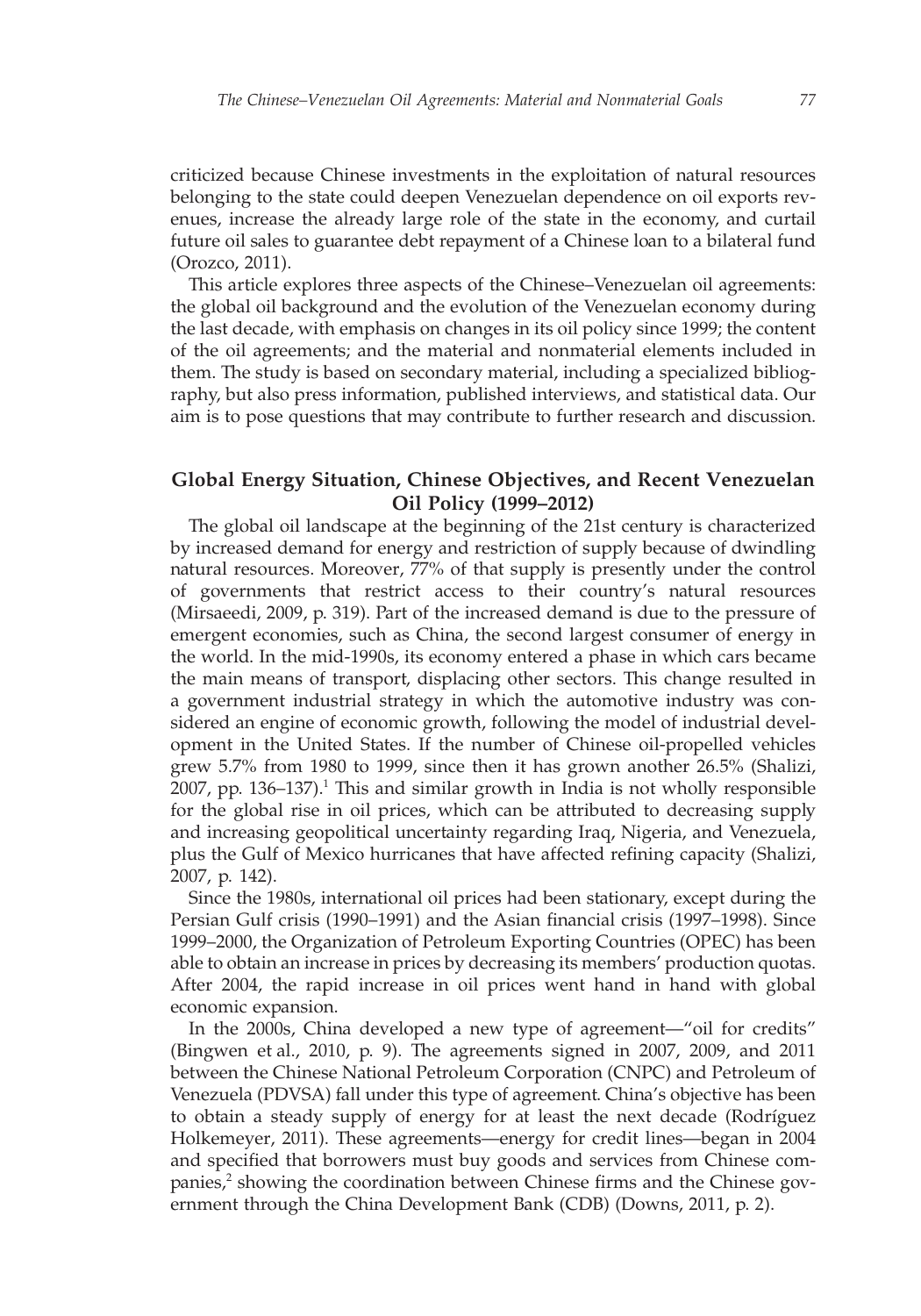criticized because Chinese investments in the exploitation of natural resources belonging to the state could deepen Venezuelan dependence on oil exports revenues, increase the already large role of the state in the economy, and curtail future oil sales to guarantee debt repayment of a Chinese loan to a bilateral fund (Orozco, 2011).

This article explores three aspects of the Chinese–Venezuelan oil agreements: the global oil background and the evolution of the Venezuelan economy during the last decade, with emphasis on changes in its oil policy since 1999; the content of the oil agreements; and the material and nonmaterial elements included in them. The study is based on secondary material, including a specialized bibliography, but also press information, published interviews, and statistical data. Our aim is to pose questions that may contribute to further research and discussion.

## Global Energy Situation, Chinese Objectives, and Recent Venezuelan Oil Policy (1999–2012)

The global oil landscape at the beginning of the 21st century is characterized by increased demand for energy and restriction of supply because of dwindling natural resources. Moreover, 77% of that supply is presently under the control of governments that restrict access to their country's natural resources (Mirsaeedi, 2009, p. 319). Part of the increased demand is due to the pressure of emergent economies, such as China, the second largest consumer of energy in the world. In the mid-1990s, its economy entered a phase in which cars became the main means of transport, displacing other sectors. This change resulted in a government industrial strategy in which the automotive industry was considered an engine of economic growth, following the model of industrial development in the United States. If the number of Chinese oil-propelled vehicles grew 5.7% from 1980 to 1999, since then it has grown another 26.5% (Shalizi, 2007, pp. 136–137).[1] This and similar growth in India is not wholly responsible for the global rise in oil prices, which can be attributed to decreasing supply and increasing geopolitical uncertainty regarding Iraq, Nigeria, and Venezuela, plus the Gulf of Mexico hurricanes that have affected refining capacity (Shalizi, 2007, p. 142).

Since the 1980s, international oil prices had been stationary, except during the Persian Gulf crisis (1990–1991) and the Asian financial crisis (1997–1998). Since 1999–2000, the Organization of Petroleum Exporting Countries (OPEC) has been able to obtain an increase in prices by decreasing its members' production quotas. After 2004, the rapid increase in oil prices went hand in hand with global economic expansion.

In the 2000s, China developed a new type of agreement—"oil for credits" (Bingwen et al., 2010, p. 9). The agreements signed in 2007, 2009, and 2011 between the Chinese National Petroleum Corporation (CNPC) and Petroleum of Venezuela (PDVSA) fall under this type of agreement. China's objective has been to obtain a steady supply of energy for at least the next decade (Rodríguez Holkemeyer, 2011). These agreements—energy for credit lines—began in 2004 and specified that borrowers must buy goods and services from Chinese companies,[2] showing the coordination between Chinese firms and the Chinese government through the China Development Bank (CDB) (Downs, 2011, p. 2).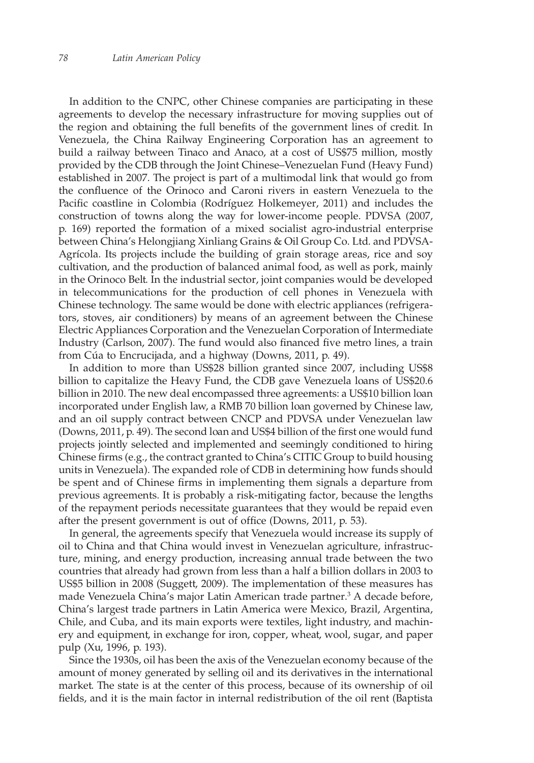In addition to the CNPC, other Chinese companies are participating in these agreements to develop the necessary infrastructure for moving supplies out of the region and obtaining the full benefits of the government lines of credit. In Venezuela, the China Railway Engineering Corporation has an agreement to build a railway between Tinaco and Anaco, at a cost of US$75 million, mostly provided by the CDB through the Joint Chinese–Venezuelan Fund (Heavy Fund) established in 2007. The project is part of a multimodal link that would go from the confluence of the Orinoco and Caroni rivers in eastern Venezuela to the Pacific coastline in Colombia (Rodríguez Holkemeyer, 2011) and includes the construction of towns along the way for lower-income people. PDVSA (2007, p. 169) reported the formation of a mixed socialist agro-industrial enterprise between China's Helongjiang Xinliang Grains & Oil Group Co. Ltd. and PDVSA-Agrícola. Its projects include the building of grain storage areas, rice and soy cultivation, and the production of balanced animal food, as well as pork, mainly in the Orinoco Belt. In the industrial sector, joint companies would be developed in telecommunications for the production of cell phones in Venezuela with Chinese technology. The same would be done with electric appliances (refrigerators, stoves, air conditioners) by means of an agreement between the Chinese Electric Appliances Corporation and the Venezuelan Corporation of Intermediate Industry (Carlson, 2007). The fund would also financed five metro lines, a train from Cúa to Encrucijada, and a highway (Downs, 2011, p. 49).

In addition to more than US$28 billion granted since 2007, including US$8 billion to capitalize the Heavy Fund, the CDB gave Venezuela loans of US$20.6 billion in 2010. The new deal encompassed three agreements: a US$10 billion loan incorporated under English law, a RMB 70 billion loan governed by Chinese law, and an oil supply contract between CNCP and PDVSA under Venezuelan law (Downs, 2011, p. 49). The second loan and US$4 billion of the first one would fund projects jointly selected and implemented and seemingly conditioned to hiring Chinese firms (e.g., the contract granted to China's CITIC Group to build housing units in Venezuela). The expanded role of CDB in determining how funds should be spent and of Chinese firms in implementing them signals a departure from previous agreements. It is probably a risk-mitigating factor, because the lengths of the repayment periods necessitate guarantees that they would be repaid even after the present government is out of office (Downs, 2011, p. 53).

In general, the agreements specify that Venezuela would increase its supply of oil to China and that China would invest in Venezuelan agriculture, infrastructure, mining, and energy production, increasing annual trade between the two countries that already had grown from less than a half a billion dollars in 2003 to US$5 billion in 2008 (Suggett, 2009). The implementation of these measures has made Venezuela China's major Latin American trade partner.[3] A decade before, China's largest trade partners in Latin America were Mexico, Brazil, Argentina, Chile, and Cuba, and its main exports were textiles, light industry, and machinery and equipment, in exchange for iron, copper, wheat, wool, sugar, and paper pulp (Xu, 1996, p. 193).

Since the 1930s, oil has been the axis of the Venezuelan economy because of the amount of money generated by selling oil and its derivatives in the international market. The state is at the center of this process, because of its ownership of oil fields, and it is the main factor in internal redistribution of the oil rent (Baptista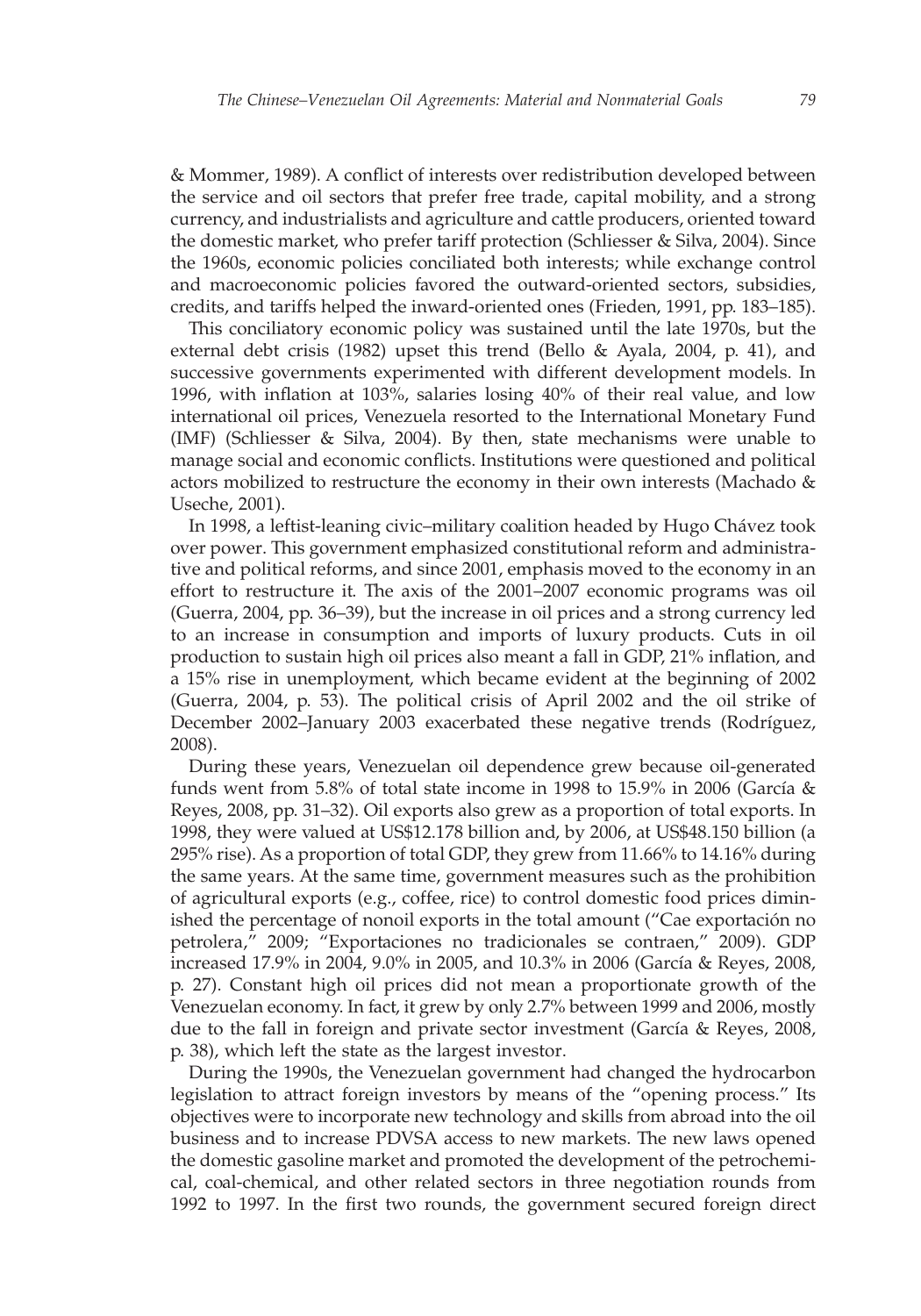& Mommer, 1989). A conflict of interests over redistribution developed between the service and oil sectors that prefer free trade, capital mobility, and a strong currency, and industrialists and agriculture and cattle producers, oriented toward the domestic market, who prefer tariff protection (Schliesser & Silva, 2004). Since the 1960s, economic policies conciliated both interests; while exchange control and macroeconomic policies favored the outward-oriented sectors, subsidies, credits, and tariffs helped the inward-oriented ones (Frieden, 1991, pp. 183–185).

This conciliatory economic policy was sustained until the late 1970s, but the external debt crisis (1982) upset this trend (Bello & Ayala, 2004, p. 41), and successive governments experimented with different development models. In 1996, with inflation at 103%, salaries losing 40% of their real value, and low international oil prices, Venezuela resorted to the International Monetary Fund (IMF) (Schliesser & Silva, 2004). By then, state mechanisms were unable to manage social and economic conflicts. Institutions were questioned and political actors mobilized to restructure the economy in their own interests (Machado & Useche, 2001).

In 1998, a leftist-leaning civic–military coalition headed by Hugo Chávez took over power. This government emphasized constitutional reform and administrative and political reforms, and since 2001, emphasis moved to the economy in an effort to restructure it. The axis of the 2001–2007 economic programs was oil (Guerra, 2004, pp. 36–39), but the increase in oil prices and a strong currency led to an increase in consumption and imports of luxury products. Cuts in oil production to sustain high oil prices also meant a fall in GDP, 21% inflation, and a 15% rise in unemployment, which became evident at the beginning of 2002 (Guerra, 2004, p. 53). The political crisis of April 2002 and the oil strike of December 2002–January 2003 exacerbated these negative trends (Rodríguez, 2008).

During these years, Venezuelan oil dependence grew because oil-generated funds went from 5.8% of total state income in 1998 to 15.9% in 2006 (García & Reyes, 2008, pp. 31–32). Oil exports also grew as a proportion of total exports. In 1998, they were valued at US$12.178 billion and, by 2006, at US$48.150 billion (a 295% rise). As a proportion of total GDP, they grew from 11.66% to 14.16% during the same years. At the same time, government measures such as the prohibition of agricultural exports (e.g., coffee, rice) to control domestic food prices diminished the percentage of nonoil exports in the total amount ("Cae exportación no petrolera," 2009; "Exportaciones no tradicionales se contraen," 2009). GDP increased 17.9% in 2004, 9.0% in 2005, and 10.3% in 2006 (García & Reyes, 2008, p. 27). Constant high oil prices did not mean a proportionate growth of the Venezuelan economy. In fact, it grew by only 2.7% between 1999 and 2006, mostly due to the fall in foreign and private sector investment (García & Reyes, 2008, p. 38), which left the state as the largest investor.

During the 1990s, the Venezuelan government had changed the hydrocarbon legislation to attract foreign investors by means of the "opening process." Its objectives were to incorporate new technology and skills from abroad into the oil business and to increase PDVSA access to new markets. The new laws opened the domestic gasoline market and promoted the development of the petrochemical, coal-chemical, and other related sectors in three negotiation rounds from 1992 to 1997. In the first two rounds, the government secured foreign direct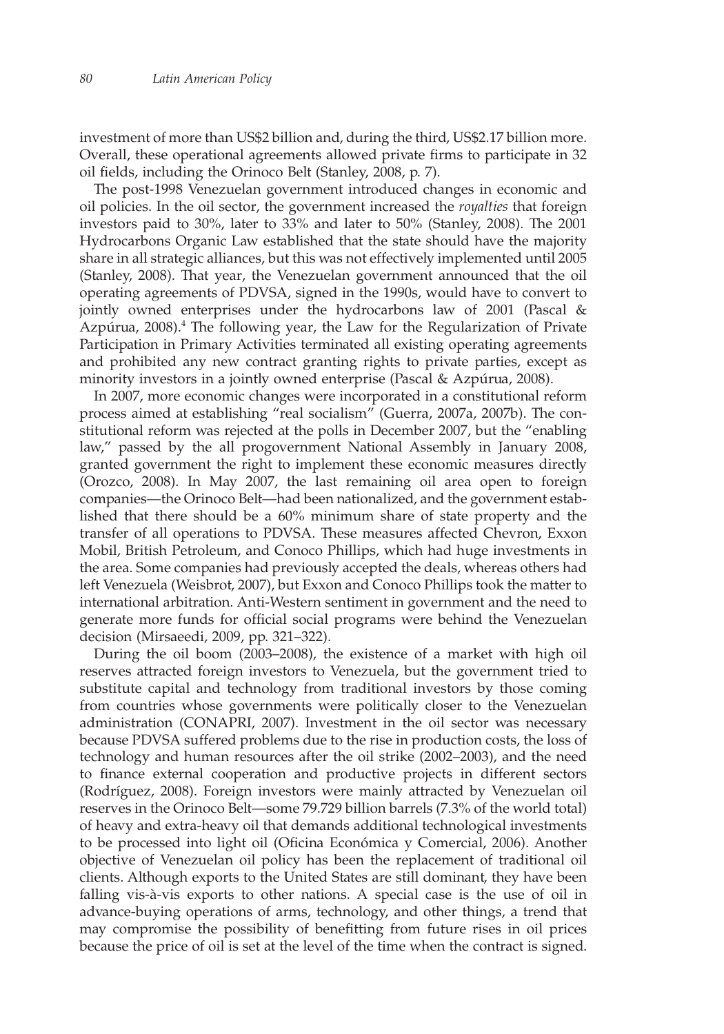investment of more than US$2 billion and, during the third, US$2.17 billion more. Overall, these operational agreements allowed private firms to participate in 32 oil fields, including the Orinoco Belt (Stanley, 2008, p. 7).

The post-1998 Venezuelan government introduced changes in economic and oil policies. In the oil sector, the government increased the *royalties* that foreign investors paid to 30%, later to 33% and later to 50% (Stanley, 2008). The 2001 Hydrocarbons Organic Law established that the state should have the majority share in all strategic alliances, but this was not effectively implemented until 2005 (Stanley, 2008). That year, the Venezuelan government announced that the oil operating agreements of PDVSA, signed in the 1990s, would have to convert to jointly owned enterprises under the hydrocarbons law of 2001 (Pascal & Azpúrua, 2008).[4] The following year, the Law for the Regularization of Private Participation in Primary Activities terminated all existing operating agreements and prohibited any new contract granting rights to private parties, except as minority investors in a jointly owned enterprise (Pascal & Azpúrua, 2008).

In 2007, more economic changes were incorporated in a constitutional reform process aimed at establishing "real socialism" (Guerra, 2007a, 2007b). The constitutional reform was rejected at the polls in December 2007, but the "enabling law," passed by the all progovernment National Assembly in January 2008, granted government the right to implement these economic measures directly (Orozco, 2008). In May 2007, the last remaining oil area open to foreign companies—the Orinoco Belt—had been nationalized, and the government established that there should be a 60% minimum share of state property and the transfer of all operations to PDVSA. These measures affected Chevron, Exxon Mobil, British Petroleum, and Conoco Phillips, which had huge investments in the area. Some companies had previously accepted the deals, whereas others had left Venezuela (Weisbrot, 2007), but Exxon and Conoco Phillips took the matter to international arbitration. Anti-Western sentiment in government and the need to generate more funds for official social programs were behind the Venezuelan decision (Mirsaeedi, 2009, pp. 321–322).

During the oil boom (2003–2008), the existence of a market with high oil reserves attracted foreign investors to Venezuela, but the government tried to substitute capital and technology from traditional investors by those coming from countries whose governments were politically closer to the Venezuelan administration (CONAPRI, 2007). Investment in the oil sector was necessary because PDVSA suffered problems due to the rise in production costs, the loss of technology and human resources after the oil strike (2002–2003), and the need to finance external cooperation and productive projects in different sectors (Rodríguez, 2008). Foreign investors were mainly attracted by Venezuelan oil reserves in the Orinoco Belt—some 79.729 billion barrels (7.3% of the world total) of heavy and extra-heavy oil that demands additional technological investments to be processed into light oil (Oficina Económica y Comercial, 2006). Another objective of Venezuelan oil policy has been the replacement of traditional oil clients. Although exports to the United States are still dominant, they have been falling vis-à-vis exports to other nations. A special case is the use of oil in advance-buying operations of arms, technology, and other things, a trend that may compromise the possibility of benefitting from future rises in oil prices because the price of oil is set at the level of the time when the contract is signed.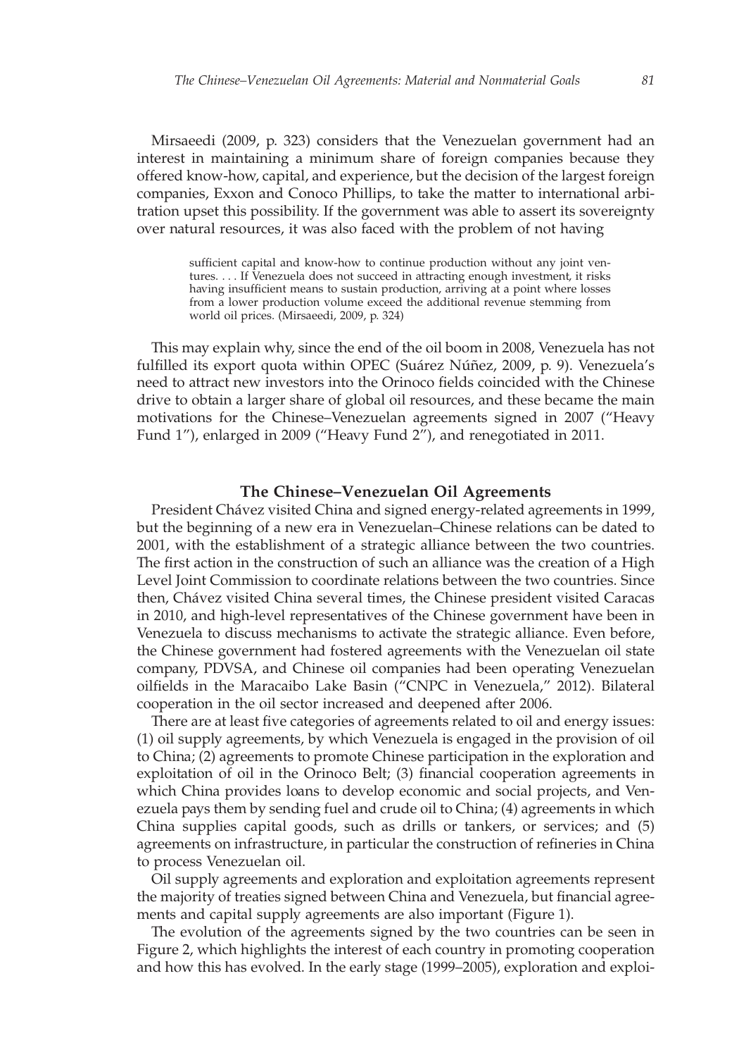Mirsaeedi (2009, p. 323) considers that the Venezuelan government had an interest in maintaining a minimum share of foreign companies because they offered know-how, capital, and experience, but the decision of the largest foreign companies, Exxon and Conoco Phillips, to take the matter to international arbitration upset this possibility. If the government was able to assert its sovereignty over natural resources, it was also faced with the problem of not having

> sufficient capital and know-how to continue production without any joint ventures. . . . If Venezuela does not succeed in attracting enough investment, it risks having insufficient means to sustain production, arriving at a point where losses from a lower production volume exceed the additional revenue stemming from world oil prices. (Mirsaeedi, 2009, p. 324)

This may explain why, since the end of the oil boom in 2008, Venezuela has not fulfilled its export quota within OPEC (Suárez Núñez, 2009, p. 9). Venezuela's need to attract new investors into the Orinoco fields coincided with the Chinese drive to obtain a larger share of global oil resources, and these became the main motivations for the Chinese–Venezuelan agreements signed in 2007 ("Heavy Fund 1"), enlarged in 2009 ("Heavy Fund 2"), and renegotiated in 2011.

## The Chinese–Venezuelan Oil Agreements

President Chávez visited China and signed energy-related agreements in 1999, but the beginning of a new era in Venezuelan–Chinese relations can be dated to 2001, with the establishment of a strategic alliance between the two countries. The first action in the construction of such an alliance was the creation of a High Level Joint Commission to coordinate relations between the two countries. Since then, Chávez visited China several times, the Chinese president visited Caracas in 2010, and high-level representatives of the Chinese government have been in Venezuela to discuss mechanisms to activate the strategic alliance. Even before, the Chinese government had fostered agreements with the Venezuelan oil state company, PDVSA, and Chinese oil companies had been operating Venezuelan oilfields in the Maracaibo Lake Basin ("CNPC in Venezuela," 2012). Bilateral cooperation in the oil sector increased and deepened after 2006.

There are at least five categories of agreements related to oil and energy issues: (1) oil supply agreements, by which Venezuela is engaged in the provision of oil to China; (2) agreements to promote Chinese participation in the exploration and exploitation of oil in the Orinoco Belt; (3) financial cooperation agreements in which China provides loans to develop economic and social projects, and Venezuela pays them by sending fuel and crude oil to China; (4) agreements in which China supplies capital goods, such as drills or tankers, or services; and (5) agreements on infrastructure, in particular the construction of refineries in China to process Venezuelan oil.

Oil supply agreements and exploration and exploitation agreements represent the majority of treaties signed between China and Venezuela, but financial agreements and capital supply agreements are also important (Figure 1).

The evolution of the agreements signed by the two countries can be seen in Figure 2, which highlights the interest of each country in promoting cooperation and how this has evolved. In the early stage (1999–2005), exploration and exploi-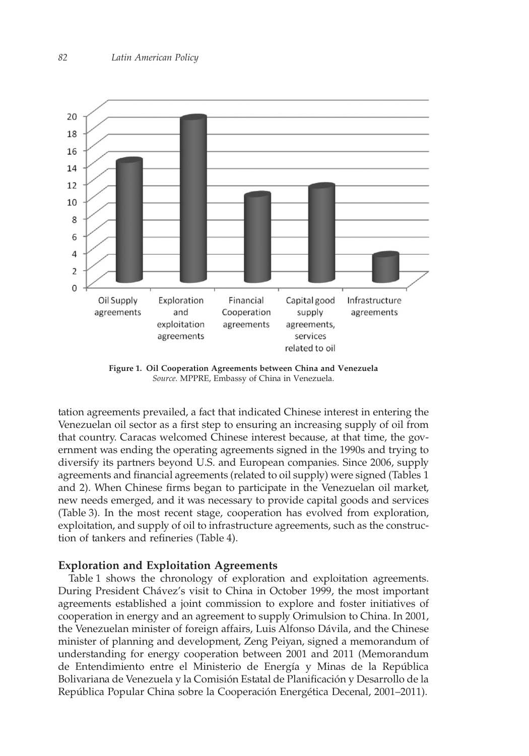**Figure 1. Oil Cooperation Agreements between China and Venezuela**
*Source.* MPPRE, Embassy of China in Venezuela.

tation agreements prevailed, a fact that indicated Chinese interest in entering the Venezuelan oil sector as a first step to ensuring an increasing supply of oil from that country. Caracas welcomed Chinese interest because, at that time, the government was ending the operating agreements signed in the 1990s and trying to diversify its partners beyond U.S. and European companies. Since 2006, supply agreements and financial agreements (related to oil supply) were signed (Tables 1 and 2). When Chinese firms began to participate in the Venezuelan oil market, new needs emerged, and it was necessary to provide capital goods and services (Table 3). In the most recent stage, cooperation has evolved from exploration, exploitation, and supply of oil to infrastructure agreements, such as the construction of tankers and refineries (Table 4).

## Exploration and Exploitation Agreements

Table 1 shows the chronology of exploration and exploitation agreements. During President Chávez's visit to China in October 1999, the most important agreements established a joint commission to explore and foster initiatives of cooperation in energy and an agreement to supply Orimulsion to China. In 2001, the Venezuelan minister of foreign affairs, Luis Alfonso Dávila, and the Chinese minister of planning and development, Zeng Peiyan, signed a memorandum of understanding for energy cooperation between 2001 and 2011 (Memorandum de Entendimiento entre el Ministerio de Energía y Minas de la República Bolivariana de Venezuela y la Comisión Estatal de Planificación y Desarrollo de la República Popular China sobre la Cooperación Energética Decenal, 2001–2011).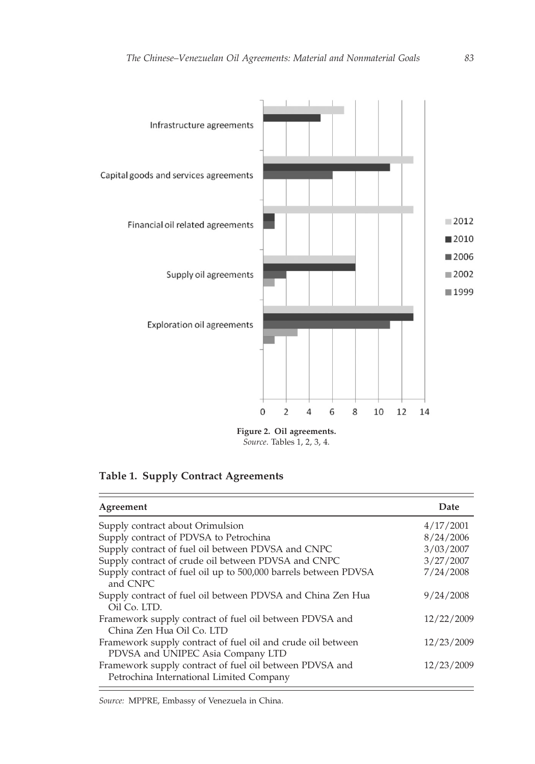**Figure 2. Oil agreements.**
*Source.* Tables 1, 2, 3, 4.

**Table 1. Supply Contract Agreements**

| Agreement | Date |
|---|---|
| Supply contract about Orimulsion | 4/17/2001 |
| Supply contract of PDVSA to Petrochina | 8/24/2006 |
| Supply contract of fuel oil between PDVSA and CNPC | 3/03/2007 |
| Supply contract of crude oil between PDVSA and CNPC | 3/27/2007 |
| Supply contract of fuel oil up to 500,000 barrels between PDVSA and CNPC | 7/24/2008 |
| Supply contract of fuel oil between PDVSA and China Zen Hua Oil Co. LTD. | 9/24/2008 |
| Framework supply contract of fuel oil between PDVSA and China Zen Hua Oil Co. LTD | 12/22/2009 |
| Framework supply contract of fuel oil and crude oil between PDVSA and UNIPEC Asia Company LTD | 12/23/2009 |
| Framework supply contract of fuel oil between PDVSA and Petrochina International Limited Company | 12/23/2009 |

*Source:* MPPRE, Embassy of Venezuela in China.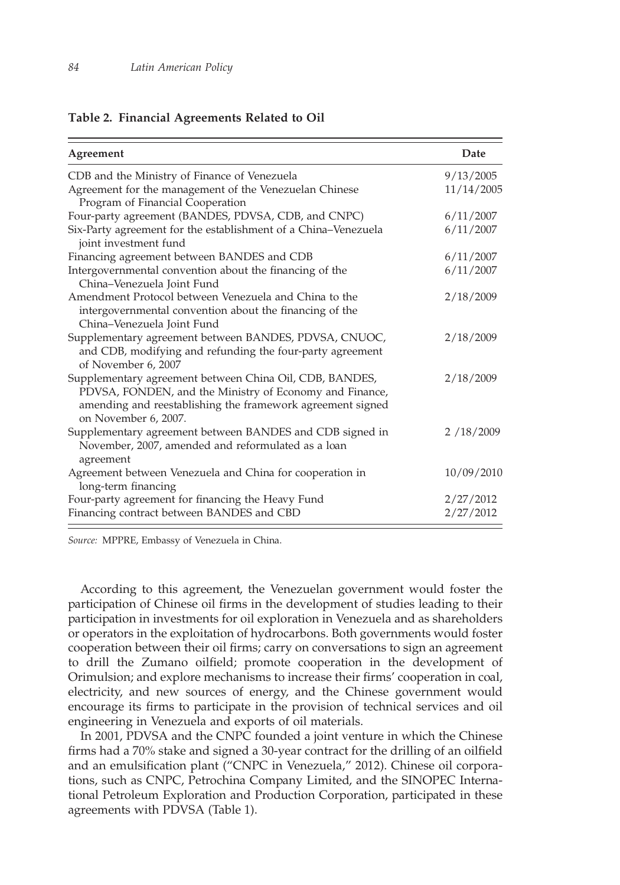**Table 2. Financial Agreements Related to Oil**

| Agreement | Date |
|---|---|
| CDB and the Ministry of Finance of Venezuela | 9/13/2005 |
| Agreement for the management of the Venezuelan Chinese Program of Financial Cooperation | 11/14/2005 |
| Four-party agreement (BANDES, PDVSA, CDB, and CNPC) | 6/11/2007 |
| Six-Party agreement for the establishment of a China–Venezuela joint investment fund | 6/11/2007 |
| Financing agreement between BANDES and CDB | 6/11/2007 |
| Intergovernmental convention about the financing of the China–Venezuela Joint Fund | 6/11/2007 |
| Amendment Protocol between Venezuela and China to the intergovernmental convention about the financing of the China–Venezuela Joint Fund | 2/18/2009 |
| Supplementary agreement between BANDES, PDVSA, CNUOC, and CDB, modifying and refunding the four-party agreement of November 6, 2007 | 2/18/2009 |
| Supplementary agreement between China Oil, CDB, BANDES, PDVSA, FONDEN, and the Ministry of Economy and Finance, amending and reestablishing the framework agreement signed on November 6, 2007. | 2/18/2009 |
| Supplementary agreement between BANDES and CDB signed in November, 2007, amended and reformulated as a loan agreement | 2 /18/2009 |
| Agreement between Venezuela and China for cooperation in long-term financing | 10/09/2010 |
| Four-party agreement for financing the Heavy Fund | 2/27/2012 |
| Financing contract between BANDES and CBD | 2/27/2012 |

*Source:* MPPRE, Embassy of Venezuela in China.

According to this agreement, the Venezuelan government would foster the participation of Chinese oil firms in the development of studies leading to their participation in investments for oil exploration in Venezuela and as shareholders or operators in the exploitation of hydrocarbons. Both governments would foster cooperation between their oil firms; carry on conversations to sign an agreement to drill the Zumano oilfield; promote cooperation in the development of Orimulsion; and explore mechanisms to increase their firms' cooperation in coal, electricity, and new sources of energy, and the Chinese government would encourage its firms to participate in the provision of technical services and oil engineering in Venezuela and exports of oil materials.

In 2001, PDVSA and the CNPC founded a joint venture in which the Chinese firms had a 70% stake and signed a 30-year contract for the drilling of an oilfield and an emulsification plant ("CNPC in Venezuela," 2012). Chinese oil corporations, such as CNPC, Petrochina Company Limited, and the SINOPEC International Petroleum Exploration and Production Corporation, participated in these agreements with PDVSA (Table 1).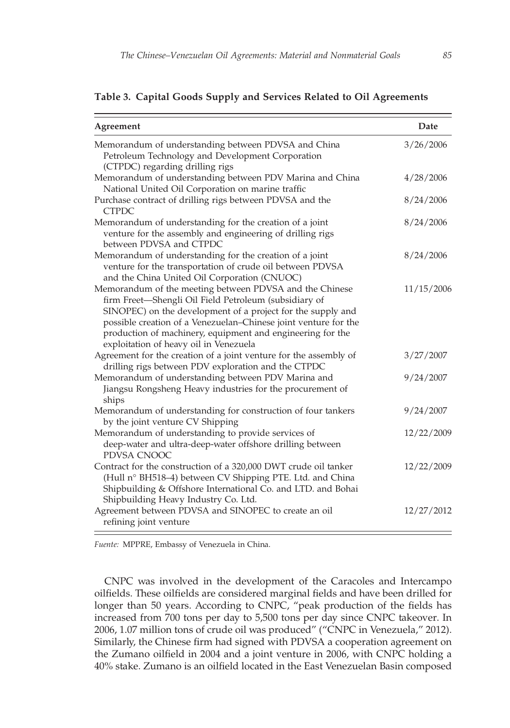**Table 3. Capital Goods Supply and Services Related to Oil Agreements**

| Agreement | Date |
|---|---|
| Memorandum of understanding between PDVSA and China Petroleum Technology and Development Corporation (CTPDC) regarding drilling rigs | 3/26/2006 |
| Memorandum of understanding between PDV Marina and China National United Oil Corporation on marine traffic | 4/28/2006 |
| Purchase contract of drilling rigs between PDVSA and the CTPDC | 8/24/2006 |
| Memorandum of understanding for the creation of a joint venture for the assembly and engineering of drilling rigs between PDVSA and CTPDC | 8/24/2006 |
| Memorandum of understanding for the creation of a joint venture for the transportation of crude oil between PDVSA and the China United Oil Corporation (CNUOC) | 8/24/2006 |
| Memorandum of the meeting between PDVSA and the Chinese firm Freet—Shengli Oil Field Petroleum (subsidiary of SINOPEC) on the development of a project for the supply and possible creation of a Venezuelan–Chinese joint venture for the production of machinery, equipment and engineering for the exploitation of heavy oil in Venezuela | 11/15/2006 |
| Agreement for the creation of a joint venture for the assembly of drilling rigs between PDV exploration and the CTPDC | 3/27/2007 |
| Memorandum of understanding between PDV Marina and Jiangsu Rongsheng Heavy industries for the procurement of ships | 9/24/2007 |
| Memorandum of understanding for construction of four tankers by the joint venture CV Shipping | 9/24/2007 |
| Memorandum of understanding to provide services of deep-water and ultra-deep-water offshore drilling between PDVSA CNOOC | 12/22/2009 |
| Contract for the construction of a 320,000 DWT crude oil tanker (Hull n° BH518–4) between CV Shipping PTE. Ltd. and China Shipbuilding & Offshore International Co. and LTD. and Bohai Shipbuilding Heavy Industry Co. Ltd. | 12/22/2009 |
| Agreement between PDVSA and SINOPEC to create an oil refining joint venture | 12/27/2012 |

*Fuente:* MPPRE, Embassy of Venezuela in China.

CNPC was involved in the development of the Caracoles and Intercampo oilfields. These oilfields are considered marginal fields and have been drilled for longer than 50 years. According to CNPC, "peak production of the fields has increased from 700 tons per day to 5,500 tons per day since CNPC takeover. In 2006, 1.07 million tons of crude oil was produced" ("CNPC in Venezuela," 2012). Similarly, the Chinese firm had signed with PDVSA a cooperation agreement on the Zumano oilfield in 2004 and a joint venture in 2006, with CNPC holding a 40% stake. Zumano is an oilfield located in the East Venezuelan Basin composed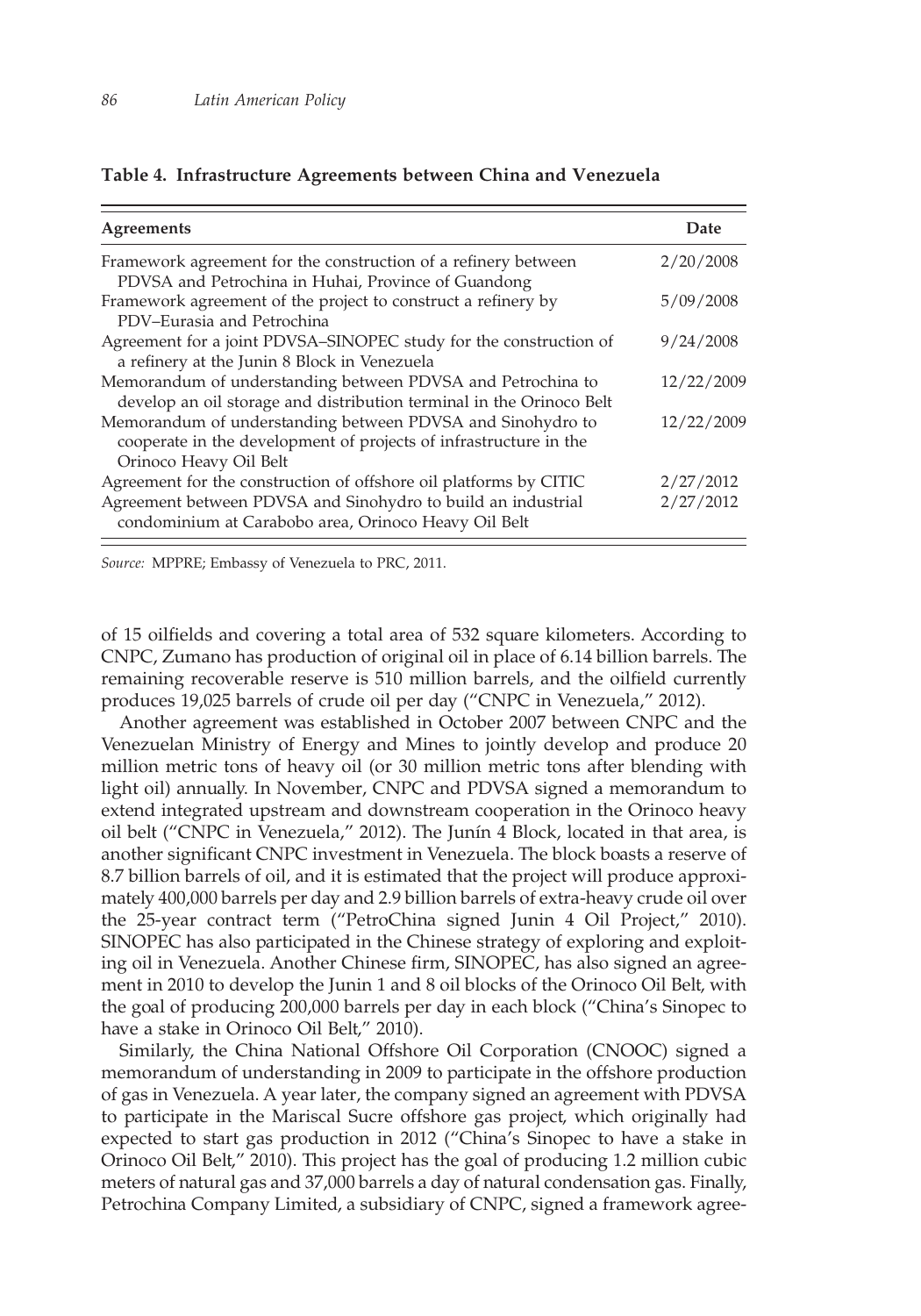**Table 4. Infrastructure Agreements between China and Venezuela**

| Agreements | Date |
|---|---|
| Framework agreement for the construction of a refinery between PDVSA and Petrochina in Huhai, Province of Guandong | 2/20/2008 |
| Framework agreement of the project to construct a refinery by PDV–Eurasia and Petrochina | 5/09/2008 |
| Agreement for a joint PDVSA–SINOPEC study for the construction of a refinery at the Junin 8 Block in Venezuela | 9/24/2008 |
| Memorandum of understanding between PDVSA and Petrochina to develop an oil storage and distribution terminal in the Orinoco Belt | 12/22/2009 |
| Memorandum of understanding between PDVSA and Sinohydro to cooperate in the development of projects of infrastructure in the Orinoco Heavy Oil Belt | 12/22/2009 |
| Agreement for the construction of offshore oil platforms by CITIC | 2/27/2012 |
| Agreement between PDVSA and Sinohydro to build an industrial condominium at Carabobo area, Orinoco Heavy Oil Belt | 2/27/2012 |

*Source:* MPPRE; Embassy of Venezuela to PRC, 2011.

of 15 oilfields and covering a total area of 532 square kilometers. According to CNPC, Zumano has production of original oil in place of 6.14 billion barrels. The remaining recoverable reserve is 510 million barrels, and the oilfield currently produces 19,025 barrels of crude oil per day ("CNPC in Venezuela," 2012).

Another agreement was established in October 2007 between CNPC and the Venezuelan Ministry of Energy and Mines to jointly develop and produce 20 million metric tons of heavy oil (or 30 million metric tons after blending with light oil) annually. In November, CNPC and PDVSA signed a memorandum to extend integrated upstream and downstream cooperation in the Orinoco heavy oil belt ("CNPC in Venezuela," 2012). The Junín 4 Block, located in that area, is another significant CNPC investment in Venezuela. The block boasts a reserve of 8.7 billion barrels of oil, and it is estimated that the project will produce approximately 400,000 barrels per day and 2.9 billion barrels of extra-heavy crude oil over the 25-year contract term ("PetroChina signed Junin 4 Oil Project," 2010). SINOPEC has also participated in the Chinese strategy of exploring and exploiting oil in Venezuela. Another Chinese firm, SINOPEC, has also signed an agreement in 2010 to develop the Junin 1 and 8 oil blocks of the Orinoco Oil Belt, with the goal of producing 200,000 barrels per day in each block ("China's Sinopec to have a stake in Orinoco Oil Belt," 2010).

Similarly, the China National Offshore Oil Corporation (CNOOC) signed a memorandum of understanding in 2009 to participate in the offshore production of gas in Venezuela. A year later, the company signed an agreement with PDVSA to participate in the Mariscal Sucre offshore gas project, which originally had expected to start gas production in 2012 ("China's Sinopec to have a stake in Orinoco Oil Belt," 2010). This project has the goal of producing 1.2 million cubic meters of natural gas and 37,000 barrels a day of natural condensation gas. Finally, Petrochina Company Limited, a subsidiary of CNPC, signed a framework agree-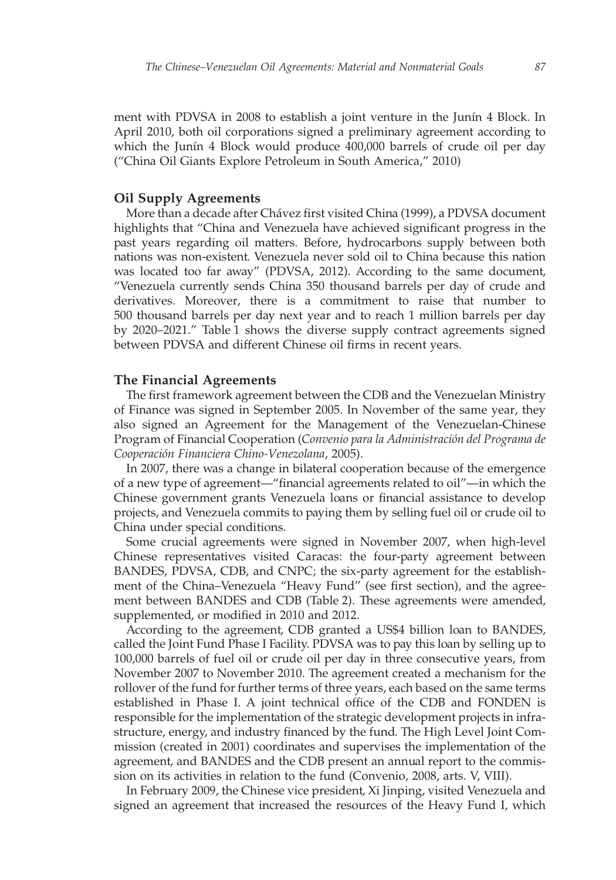ment with PDVSA in 2008 to establish a joint venture in the Junín 4 Block. In April 2010, both oil corporations signed a preliminary agreement according to which the Junín 4 Block would produce 400,000 barrels of crude oil per day ("China Oil Giants Explore Petroleum in South America," 2010)

### Oil Supply Agreements

More than a decade after Chávez first visited China (1999), a PDVSA document highlights that "China and Venezuela have achieved significant progress in the past years regarding oil matters. Before, hydrocarbons supply between both nations was non-existent. Venezuela never sold oil to China because this nation was located too far away" (PDVSA, 2012). According to the same document, "Venezuela currently sends China 350 thousand barrels per day of crude and derivatives. Moreover, there is a commitment to raise that number to 500 thousand barrels per day next year and to reach 1 million barrels per day by 2020–2021." Table 1 shows the diverse supply contract agreements signed between PDVSA and different Chinese oil firms in recent years.

### The Financial Agreements

The first framework agreement between the CDB and the Venezuelan Ministry of Finance was signed in September 2005. In November of the same year, they also signed an Agreement for the Management of the Venezuelan-Chinese Program of Financial Cooperation (*Convenio para la Administración del Programa de Cooperación Financiera Chino-Venezolana*, 2005).

In 2007, there was a change in bilateral cooperation because of the emergence of a new type of agreement—"financial agreements related to oil"—in which the Chinese government grants Venezuela loans or financial assistance to develop projects, and Venezuela commits to paying them by selling fuel oil or crude oil to China under special conditions.

Some crucial agreements were signed in November 2007, when high-level Chinese representatives visited Caracas: the four-party agreement between BANDES, PDVSA, CDB, and CNPC; the six-party agreement for the establishment of the China–Venezuela "Heavy Fund" (see first section), and the agreement between BANDES and CDB (Table 2). These agreements were amended, supplemented, or modified in 2010 and 2012.

According to the agreement, CDB granted a US$4 billion loan to BANDES, called the Joint Fund Phase I Facility. PDVSA was to pay this loan by selling up to 100,000 barrels of fuel oil or crude oil per day in three consecutive years, from November 2007 to November 2010. The agreement created a mechanism for the rollover of the fund for further terms of three years, each based on the same terms established in Phase I. A joint technical office of the CDB and FONDEN is responsible for the implementation of the strategic development projects in infrastructure, energy, and industry financed by the fund. The High Level Joint Commission (created in 2001) coordinates and supervises the implementation of the agreement, and BANDES and the CDB present an annual report to the commission on its activities in relation to the fund (Convenio, 2008, arts. V, VIII).

In February 2009, the Chinese vice president, Xi Jinping, visited Venezuela and signed an agreement that increased the resources of the Heavy Fund I, which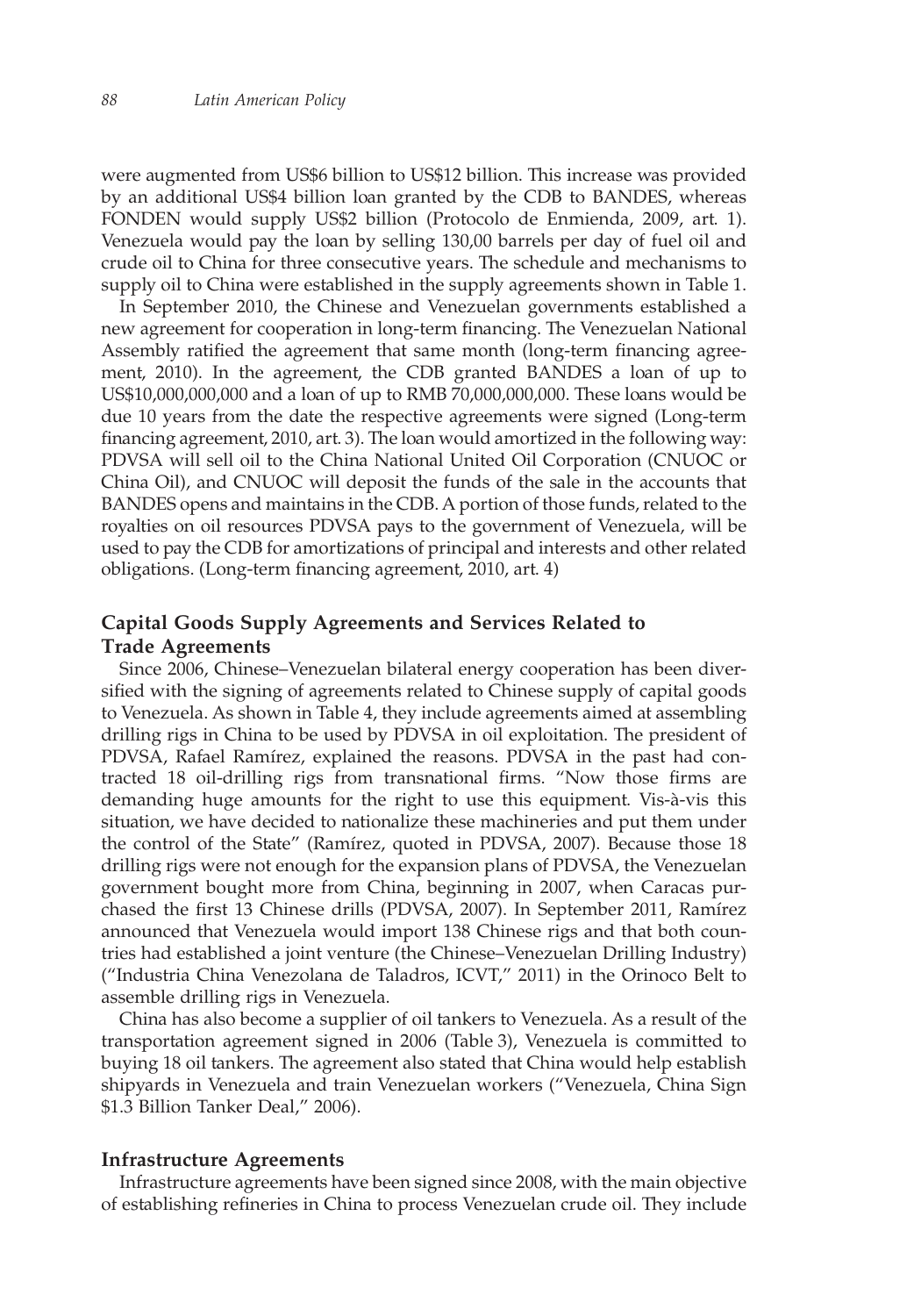were augmented from US$6 billion to US$12 billion. This increase was provided by an additional US$4 billion loan granted by the CDB to BANDES, whereas FONDEN would supply US$2 billion (Protocolo de Enmienda, 2009, art. 1). Venezuela would pay the loan by selling 130,00 barrels per day of fuel oil and crude oil to China for three consecutive years. The schedule and mechanisms to supply oil to China were established in the supply agreements shown in Table 1.

In September 2010, the Chinese and Venezuelan governments established a new agreement for cooperation in long-term financing. The Venezuelan National Assembly ratified the agreement that same month (long-term financing agreement, 2010). In the agreement, the CDB granted BANDES a loan of up to US$10,000,000,000 and a loan of up to RMB 70,000,000,000. These loans would be due 10 years from the date the respective agreements were signed (Long-term financing agreement, 2010, art. 3). The loan would amortized in the following way: PDVSA will sell oil to the China National United Oil Corporation (CNUOC or China Oil), and CNUOC will deposit the funds of the sale in the accounts that BANDES opens and maintains in the CDB. A portion of those funds, related to the royalties on oil resources PDVSA pays to the government of Venezuela, will be used to pay the CDB for amortizations of principal and interests and other related obligations. (Long-term financing agreement, 2010, art. 4)

## Capital Goods Supply Agreements and Services Related to Trade Agreements

Since 2006, Chinese–Venezuelan bilateral energy cooperation has been diversified with the signing of agreements related to Chinese supply of capital goods to Venezuela. As shown in Table 4, they include agreements aimed at assembling drilling rigs in China to be used by PDVSA in oil exploitation. The president of PDVSA, Rafael Ramírez, explained the reasons. PDVSA in the past had contracted 18 oil-drilling rigs from transnational firms. "Now those firms are demanding huge amounts for the right to use this equipment. Vis-à-vis this situation, we have decided to nationalize these machineries and put them under the control of the State" (Ramírez, quoted in PDVSA, 2007). Because those 18 drilling rigs were not enough for the expansion plans of PDVSA, the Venezuelan government bought more from China, beginning in 2007, when Caracas purchased the first 13 Chinese drills (PDVSA, 2007). In September 2011, Ramírez announced that Venezuela would import 138 Chinese rigs and that both countries had established a joint venture (the Chinese–Venezuelan Drilling Industry) ("Industria China Venezolana de Taladros, ICVT," 2011) in the Orinoco Belt to assemble drilling rigs in Venezuela.

China has also become a supplier of oil tankers to Venezuela. As a result of the transportation agreement signed in 2006 (Table 3), Venezuela is committed to buying 18 oil tankers. The agreement also stated that China would help establish shipyards in Venezuela and train Venezuelan workers ("Venezuela, China Sign $1.3 Billion Tanker Deal," 2006).

## Infrastructure Agreements

Infrastructure agreements have been signed since 2008, with the main objective of establishing refineries in China to process Venezuelan crude oil. They include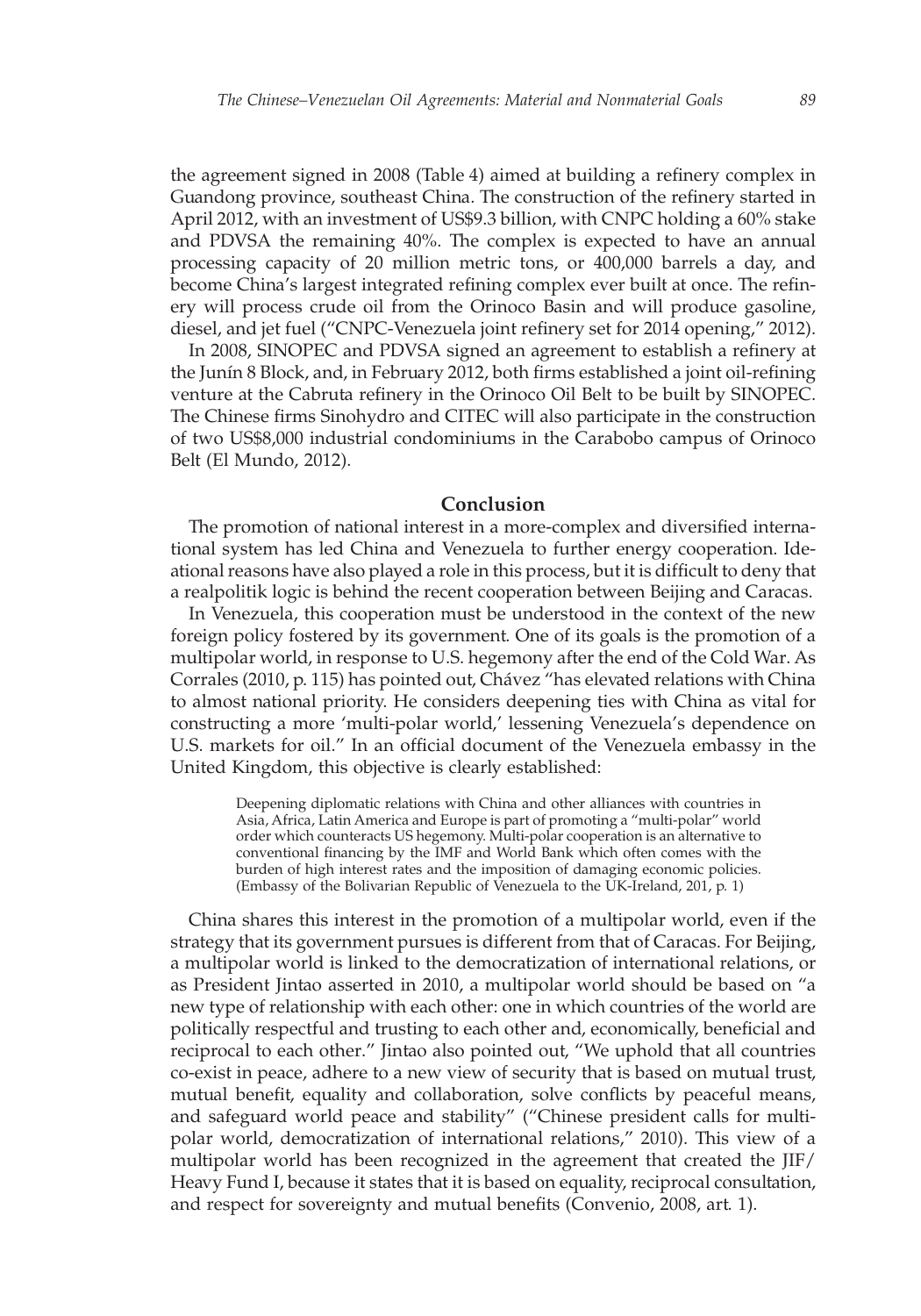the agreement signed in 2008 (Table 4) aimed at building a refinery complex in Guandong province, southeast China. The construction of the refinery started in April 2012, with an investment of US$9.3 billion, with CNPC holding a 60% stake and PDVSA the remaining 40%. The complex is expected to have an annual processing capacity of 20 million metric tons, or 400,000 barrels a day, and become China's largest integrated refining complex ever built at once. The refinery will process crude oil from the Orinoco Basin and will produce gasoline, diesel, and jet fuel ("CNPC-Venezuela joint refinery set for 2014 opening," 2012).

In 2008, SINOPEC and PDVSA signed an agreement to establish a refinery at the Junín 8 Block, and, in February 2012, both firms established a joint oil-refining venture at the Cabruta refinery in the Orinoco Oil Belt to be built by SINOPEC. The Chinese firms Sinohydro and CITEC will also participate in the construction of two US$8,000 industrial condominiums in the Carabobo campus of Orinoco Belt (El Mundo, 2012).

## Conclusion

The promotion of national interest in a more-complex and diversified international system has led China and Venezuela to further energy cooperation. Ideational reasons have also played a role in this process, but it is difficult to deny that a realpolitik logic is behind the recent cooperation between Beijing and Caracas.

In Venezuela, this cooperation must be understood in the context of the new foreign policy fostered by its government. One of its goals is the promotion of a multipolar world, in response to U.S. hegemony after the end of the Cold War. As Corrales (2010, p. 115) has pointed out, Chávez "has elevated relations with China to almost national priority. He considers deepening ties with China as vital for constructing a more 'multi-polar world,' lessening Venezuela's dependence on U.S. markets for oil." In an official document of the Venezuela embassy in the United Kingdom, this objective is clearly established:

> Deepening diplomatic relations with China and other alliances with countries in Asia, Africa, Latin America and Europe is part of promoting a "multi-polar" world order which counteracts US hegemony. Multi-polar cooperation is an alternative to conventional financing by the IMF and World Bank which often comes with the burden of high interest rates and the imposition of damaging economic policies. (Embassy of the Bolivarian Republic of Venezuela to the UK-Ireland, 201, p. 1)

China shares this interest in the promotion of a multipolar world, even if the strategy that its government pursues is different from that of Caracas. For Beijing, a multipolar world is linked to the democratization of international relations, or as President Jintao asserted in 2010, a multipolar world should be based on "a new type of relationship with each other: one in which countries of the world are politically respectful and trusting to each other and, economically, beneficial and reciprocal to each other." Jintao also pointed out, "We uphold that all countries co-exist in peace, adhere to a new view of security that is based on mutual trust, mutual benefit, equality and collaboration, solve conflicts by peaceful means, and safeguard world peace and stability" ("Chinese president calls for multipolar world, democratization of international relations," 2010). This view of a multipolar world has been recognized in the agreement that created the JIF/Heavy Fund I, because it states that it is based on equality, reciprocal consultation, and respect for sovereignty and mutual benefits (Convenio, 2008, art. 1).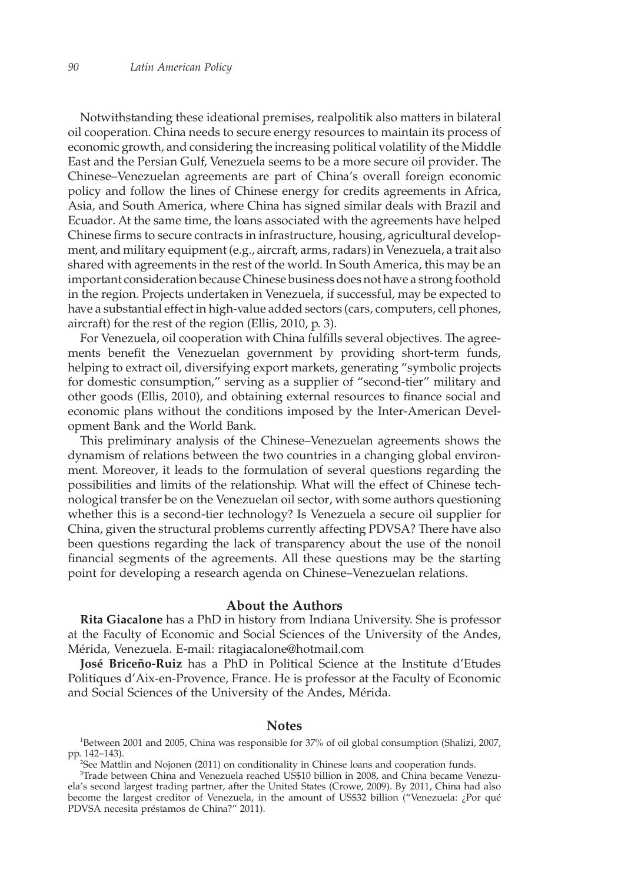Notwithstanding these ideational premises, realpolitik also matters in bilateral oil cooperation. China needs to secure energy resources to maintain its process of economic growth, and considering the increasing political volatility of the Middle East and the Persian Gulf, Venezuela seems to be a more secure oil provider. The Chinese–Venezuelan agreements are part of China's overall foreign economic policy and follow the lines of Chinese energy for credits agreements in Africa, Asia, and South America, where China has signed similar deals with Brazil and Ecuador. At the same time, the loans associated with the agreements have helped Chinese firms to secure contracts in infrastructure, housing, agricultural development, and military equipment (e.g., aircraft, arms, radars) in Venezuela, a trait also shared with agreements in the rest of the world. In South America, this may be an important consideration because Chinese business does not have a strong foothold in the region. Projects undertaken in Venezuela, if successful, may be expected to have a substantial effect in high-value added sectors (cars, computers, cell phones, aircraft) for the rest of the region (Ellis, 2010, p. 3).

For Venezuela, oil cooperation with China fulfills several objectives. The agreements benefit the Venezuelan government by providing short-term funds, helping to extract oil, diversifying export markets, generating "symbolic projects for domestic consumption," serving as a supplier of "second-tier" military and other goods (Ellis, 2010), and obtaining external resources to finance social and economic plans without the conditions imposed by the Inter-American Development Bank and the World Bank.

This preliminary analysis of the Chinese–Venezuelan agreements shows the dynamism of relations between the two countries in a changing global environment. Moreover, it leads to the formulation of several questions regarding the possibilities and limits of the relationship. What will the effect of Chinese technological transfer be on the Venezuelan oil sector, with some authors questioning whether this is a second-tier technology? Is Venezuela a secure oil supplier for China, given the structural problems currently affecting PDVSA? There have also been questions regarding the lack of transparency about the use of the nonoil financial segments of the agreements. All these questions may be the starting point for developing a research agenda on Chinese–Venezuelan relations.

## About the Authors

**Rita Giacalone** has a PhD in history from Indiana University. She is professor at the Faculty of Economic and Social Sciences of the University of the Andes, Mérida, Venezuela. E-mail: ritagiacalone@hotmail.com

**José Briceño-Ruiz** has a PhD in Political Science at the Institute d'Etudes Politiques d'Aix-en-Provence, France. He is professor at the Faculty of Economic and Social Sciences of the University of the Andes, Mérida.

## Notes

[1]Between 2001 and 2005, China was responsible for 37% of oil global consumption (Shalizi, 2007, pp. 142–143).

[2]See Mattlin and Nojonen (2011) on conditionality in Chinese loans and cooperation funds.

[3]Trade between China and Venezuela reached US$10 billion in 2008, and China became Venezuela's second largest trading partner, after the United States (Crowe, 2009). By 2011, China had also become the largest creditor of Venezuela, in the amount of US$32 billion ("Venezuela: ¿Por qué PDVSA necesita préstamos de China?" 2011).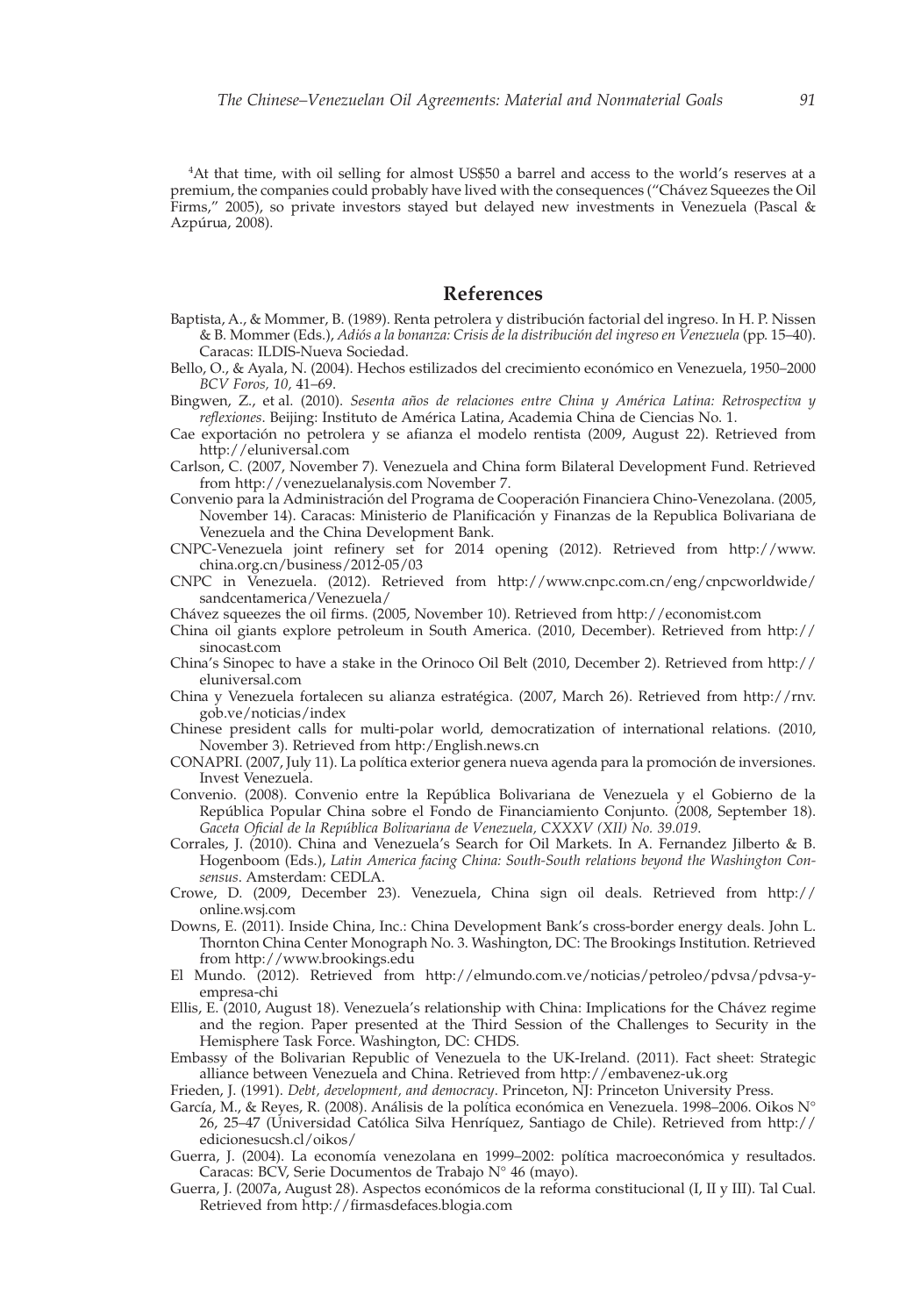[4] At that time, with oil selling for almost US$50 a barrel and access to the world's reserves at a premium, the companies could probably have lived with the consequences ("Chávez Squeezes the Oil Firms," 2005), so private investors stayed but delayed new investments in Venezuela (Pascal & Azpúrua, 2008).

## References

Baptista, A., & Mommer, B. (1989). Renta petrolera y distribución factorial del ingreso. In H. P. Nissen & B. Mommer (Eds.), *Adiós a la bonanza: Crisis de la distribución del ingreso en Venezuela* (pp. 15–40). Caracas: ILDIS-Nueva Sociedad.

Bello, O., & Ayala, N. (2004). Hechos estilizados del crecimiento económico en Venezuela, 1950–2000 *BCV Foros, 10,* 41–69.

Bingwen, Z., et al. (2010). *Sesenta años de relaciones entre China y América Latina: Retrospectiva y reflexiones.* Beijing: Instituto de América Latina, Academia China de Ciencias No. 1.

Cae exportación no petrolera y se afianza el modelo rentista (2009, August 22). Retrieved from http://eluniversal.com

Carlson, C. (2007, November 7). Venezuela and China form Bilateral Development Fund. Retrieved from http://venezuelanalysis.com November 7.

Convenio para la Administración del Programa de Cooperación Financiera Chino-Venezolana. (2005, November 14). Caracas: Ministerio de Planificación y Finanzas de la Republica Bolivariana de Venezuela and the China Development Bank.

CNPC-Venezuela joint refinery set for 2014 opening (2012). Retrieved from http://www.china.org.cn/business/2012-05/03

CNPC in Venezuela. (2012). Retrieved from http://www.cnpc.com.cn/eng/cnpcworldwide/sandcentamerica/Venezuela/

Chávez squeezes the oil firms. (2005, November 10). Retrieved from http://economist.com

China oil giants explore petroleum in South America. (2010, December). Retrieved from http://sinocast.com

China's Sinopec to have a stake in the Orinoco Oil Belt (2010, December 2). Retrieved from http://eluniversal.com

China y Venezuela fortalecen su alianza estratégica. (2007, March 26). Retrieved from http://rnv.gob.ve/noticias/index

Chinese president calls for multi-polar world, democratization of international relations. (2010, November 3). Retrieved from http:/English.news.cn

CONAPRI. (2007, July 11). La política exterior genera nueva agenda para la promoción de inversiones. Invest Venezuela.

Convenio. (2008). Convenio entre la República Bolivariana de Venezuela y el Gobierno de la República Popular China sobre el Fondo de Financiamiento Conjunto. (2008, September 18). *Gaceta Oficial de la República Bolivariana de Venezuela, CXXXV (XII) No. 39.019.*

Corrales, J. (2010). China and Venezuela's Search for Oil Markets. In A. Fernandez Jilberto & B. Hogenboom (Eds.), *Latin America facing China: South-South relations beyond the Washington Consensus*. Amsterdam: CEDLA.

Crowe, D. (2009, December 23). Venezuela, China sign oil deals. Retrieved from http://online.wsj.com

Downs, E. (2011). Inside China, Inc.: China Development Bank's cross-border energy deals. John L. Thornton China Center Monograph No. 3. Washington, DC: The Brookings Institution. Retrieved from http://www.brookings.edu

El Mundo. (2012). Retrieved from http://elmundo.com.ve/noticias/petroleo/pdvsa/pdvsa-y-empresa-chi

Ellis, E. (2010, August 18). Venezuela's relationship with China: Implications for the Chávez regime and the region. Paper presented at the Third Session of the Challenges to Security in the Hemisphere Task Force. Washington, DC: CHDS.

Embassy of the Bolivarian Republic of Venezuela to the UK-Ireland. (2011). Fact sheet: Strategic alliance between Venezuela and China. Retrieved from http://embavenez-uk.org

Frieden, J. (1991). *Debt, development, and democracy*. Princeton, NJ: Princeton University Press.

García, M., & Reyes, R. (2008). Análisis de la política económica en Venezuela. 1998–2006. Oikos N° 26, 25–47 (Universidad Católica Silva Henríquez, Santiago de Chile). Retrieved from http://edicionesucsh.cl/oikos/

Guerra, J. (2004). La economía venezolana en 1999–2002: política macroeconómica y resultados. Caracas: BCV, Serie Documentos de Trabajo N° 46 (mayo).

Guerra, J. (2007a, August 28). Aspectos económicos de la reforma constitucional (I, II y III). Tal Cual. Retrieved from http://firmasdefaces.blogia.com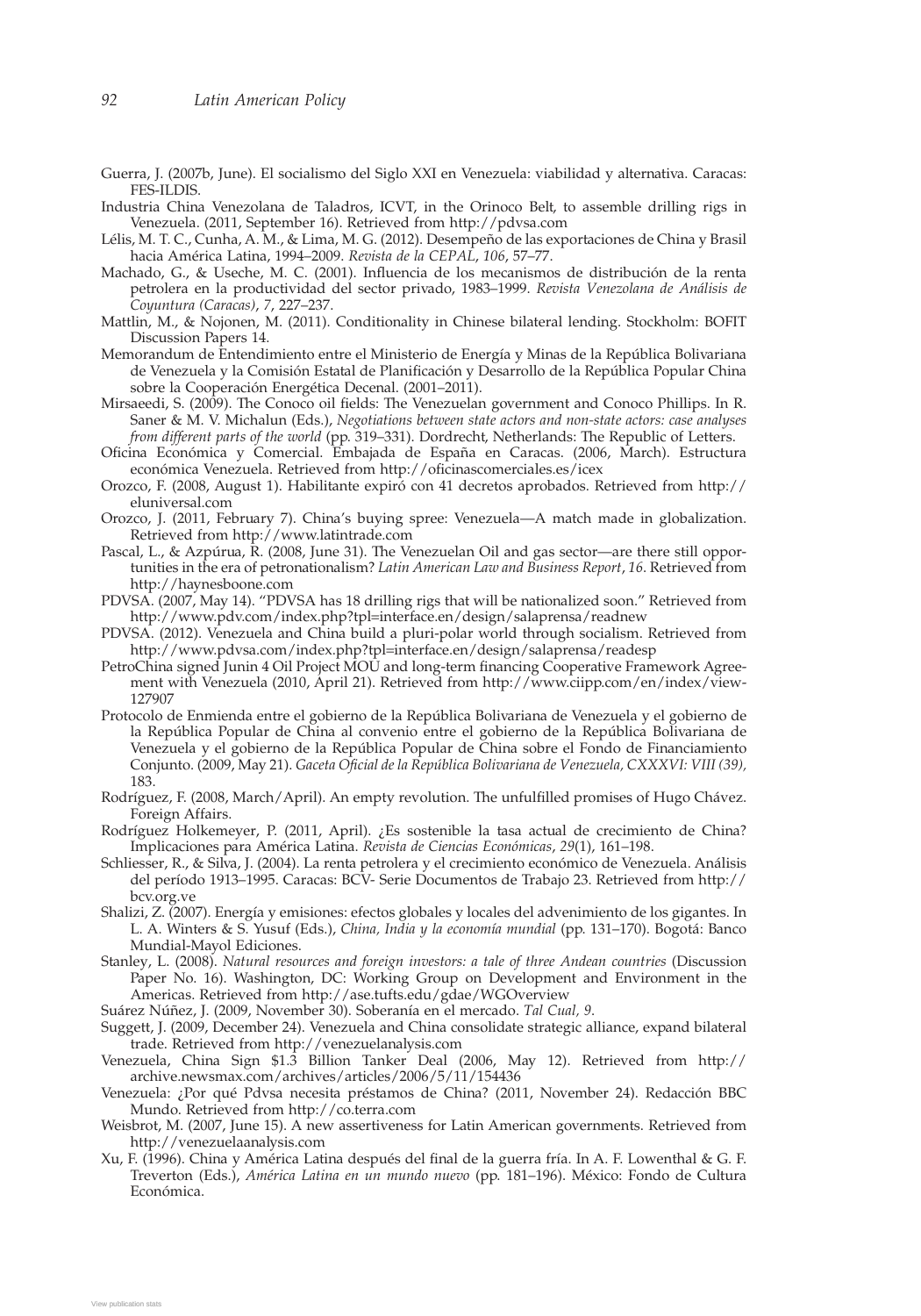Guerra, J. (2007b, June). El socialismo del Siglo XXI en Venezuela: viabilidad y alternativa. Caracas: FES-ILDIS.

Industria China Venezolana de Taladros, ICVT, in the Orinoco Belt, to assemble drilling rigs in Venezuela. (2011, September 16). Retrieved from http://pdvsa.com

Lélis, M. T. C., Cunha, A. M., & Lima, M. G. (2012). Desempeño de las exportaciones de China y Brasil hacia América Latina, 1994–2009. *Revista de la CEPAL*, *106*, 57–77.

Machado, G., & Useche, M. C. (2001). Influencia de los mecanismos de distribución de la renta petrolera en la productividad del sector privado, 1983–1999. *Revista Venezolana de Análisis de Coyuntura (Caracas)*, *7*, 227–237.

Mattlin, M., & Nojonen, M. (2011). Conditionality in Chinese bilateral lending. Stockholm: BOFIT Discussion Papers 14.

Memorandum de Entendimiento entre el Ministerio de Energía y Minas de la República Bolivariana de Venezuela y la Comisión Estatal de Planificación y Desarrollo de la República Popular China sobre la Cooperación Energética Decenal. (2001–2011).

Mirsaeedi, S. (2009). The Conoco oil fields: The Venezuelan government and Conoco Phillips. In R. Saner & M. V. Michalun (Eds.), *Negotiations between state actors and non-state actors: case analyses from different parts of the world* (pp. 319–331). Dordrecht, Netherlands: The Republic of Letters.

Oficina Económica y Comercial. Embajada de España en Caracas. (2006, March). Estructura económica Venezuela. Retrieved from http://oficinascomerciales.es/icex

Orozco, F. (2008, August 1). Habilitante expiró con 41 decretos aprobados. Retrieved from http://eluniversal.com

Orozco, J. (2011, February 7). China's buying spree: Venezuela—A match made in globalization. Retrieved from http://www.latintrade.com

Pascal, L., & Azpúrua, R. (2008, June 31). The Venezuelan Oil and gas sector—are there still opportunities in the era of petronationalism? *Latin American Law and Business Report*, *16*. Retrieved from http://haynesboone.com

PDVSA. (2007, May 14). "PDVSA has 18 drilling rigs that will be nationalized soon." Retrieved from http://www.pdv.com/index.php?tpl=interface.en/design/salaprensa/readnew

PDVSA. (2012). Venezuela and China build a pluri-polar world through socialism. Retrieved from http://www.pdvsa.com/index.php?tpl=interface.en/design/salaprensa/readesp

PetroChina signed Junin 4 Oil Project MOU and long-term financing Cooperative Framework Agreement with Venezuela (2010, April 21). Retrieved from http://www.ciipp.com/en/index/view-127907

Protocolo de Enmienda entre el gobierno de la República Bolivariana de Venezuela y el gobierno de la República Popular de China al convenio entre el gobierno de la República Bolivariana de Venezuela y el gobierno de la República Popular de China sobre el Fondo de Financiamiento Conjunto. (2009, May 21). *Gaceta Oficial de la República Bolivariana de Venezuela, CXXXVI: VIII (39),* 183.

Rodríguez, F. (2008, March/April). An empty revolution. The unfulfilled promises of Hugo Chávez. Foreign Affairs.

Rodríguez Holkemeyer, P. (2011, April). ¿Es sostenible la tasa actual de crecimiento de China? Implicaciones para América Latina. *Revista de Ciencias Económicas*, *29*(1), 161–198.

Schliesser, R., & Silva, J. (2004). La renta petrolera y el crecimiento económico de Venezuela. Análisis del período 1913–1995. Caracas: BCV- Serie Documentos de Trabajo 23. Retrieved from http://bcv.org.ve

Shalizi, Z. (2007). Energía y emisiones: efectos globales y locales del advenimiento de los gigantes. In L. A. Winters & S. Yusuf (Eds.), *China, India y la economía mundial* (pp. 131–170). Bogotá: Banco Mundial-Mayol Ediciones.

Stanley, L. (2008). *Natural resources and foreign investors: a tale of three Andean countries* (Discussion Paper No. 16). Washington, DC: Working Group on Development and Environment in the Americas. Retrieved from http://ase.tufts.edu/gdae/WGOverview

Suárez Núñez, J. (2009, November 30). Soberanía en el mercado. *Tal Cual, 9*.

Suggett, J. (2009, December 24). Venezuela and China consolidate strategic alliance, expand bilateral trade. Retrieved from http://venezuelanalysis.com

Venezuela, China Sign $1.3 Billion Tanker Deal (2006, May 12). Retrieved from http://archive.newsmax.com/archives/articles/2006/5/11/154436

Venezuela: ¿Por qué Pdvsa necesita préstamos de China? (2011, November 24). Redacción BBC Mundo. Retrieved from http://co.terra.com

Weisbrot, M. (2007, June 15). A new assertiveness for Latin American governments. Retrieved from http://venezuelaanalysis.com

Xu, F. (1996). China y América Latina después del final de la guerra fría. In A. F. Lowenthal & G. F. Treverton (Eds.), *América Latina en un mundo nuevo* (pp. 181–196). México: Fondo de Cultura Económica.